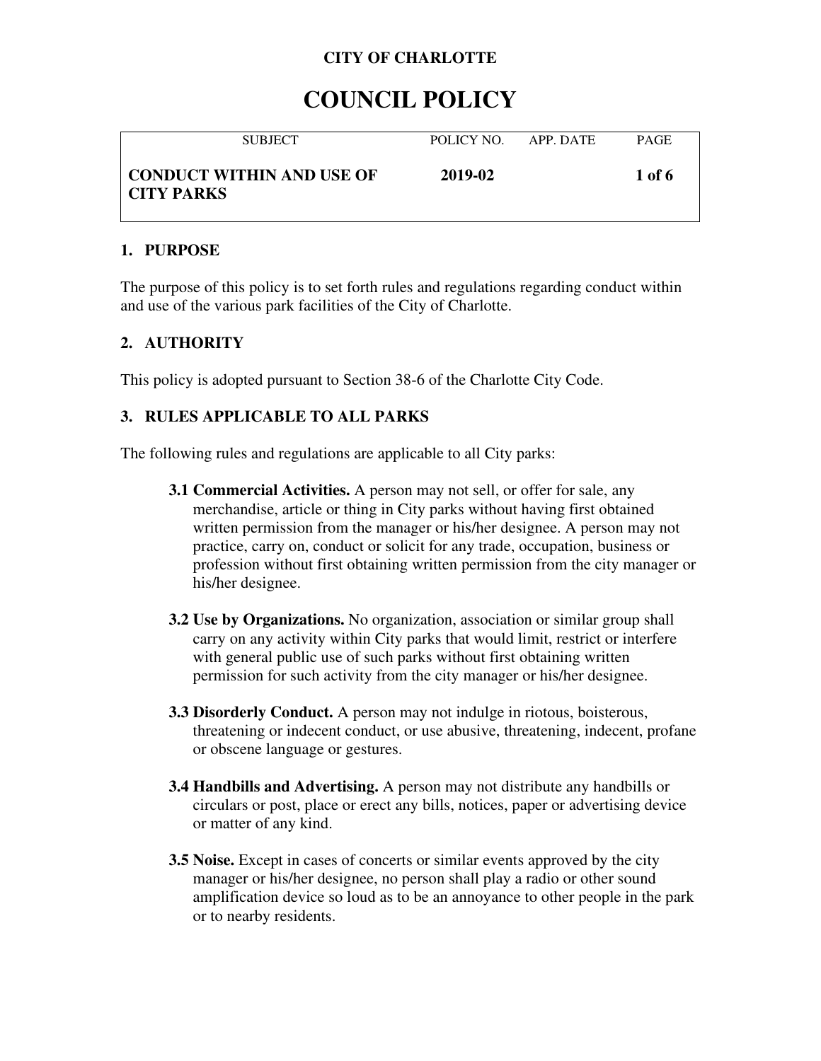**CITY OF CHARLOTTE**

# COUNCIL POLICY

| SUBJECT | POLICY NO. | APP. DATE | PAGE |
| --- | --- | --- | --- |
| **CONDUCT WITHIN AND USE OF CITY PARKS** | **2019-02** | | **1 of 6** |

## 1. PURPOSE

The purpose of this policy is to set forth rules and regulations regarding conduct within and use of the various park facilities of the City of Charlotte.

## 2. AUTHORITY

This policy is adopted pursuant to Section 38-6 of the Charlotte City Code.

## 3. RULES APPLICABLE TO ALL PARKS

The following rules and regulations are applicable to all City parks:

**3.1 Commercial Activities.** A person may not sell, or offer for sale, any merchandise, article or thing in City parks without having first obtained written permission from the manager or his/her designee. A person may not practice, carry on, conduct or solicit for any trade, occupation, business or profession without first obtaining written permission from the city manager or his/her designee.

**3.2 Use by Organizations.** No organization, association or similar group shall carry on any activity within City parks that would limit, restrict or interfere with general public use of such parks without first obtaining written permission for such activity from the city manager or his/her designee.

**3.3 Disorderly Conduct.** A person may not indulge in riotous, boisterous, threatening or indecent conduct, or use abusive, threatening, indecent, profane or obscene language or gestures.

**3.4 Handbills and Advertising.** A person may not distribute any handbills or circulars or post, place or erect any bills, notices, paper or advertising device or matter of any kind.

**3.5 Noise.** Except in cases of concerts or similar events approved by the city manager or his/her designee, no person shall play a radio or other sound amplification device so loud as to be an annoyance to other people in the park or to nearby residents.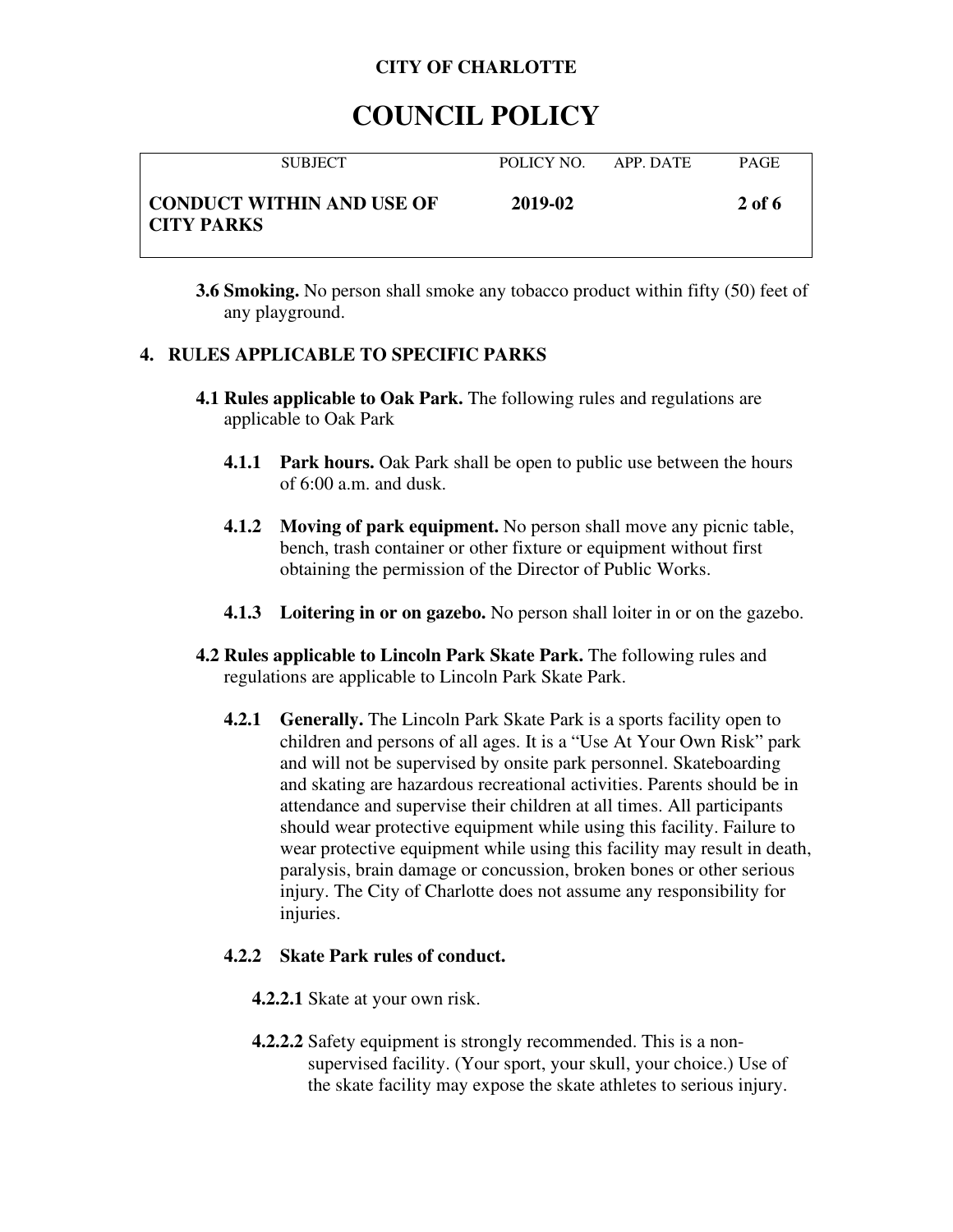**3.6 Smoking.** No person shall smoke any tobacco product within fifty (50) feet of any playground.

## 4. RULES APPLICABLE TO SPECIFIC PARKS

**4.1 Rules applicable to Oak Park.** The following rules and regulations are applicable to Oak Park

**4.1.1 Park hours.** Oak Park shall be open to public use between the hours of 6:00 a.m. and dusk.

**4.1.2 Moving of park equipment.** No person shall move any picnic table, bench, trash container or other fixture or equipment without first obtaining the permission of the Director of Public Works.

**4.1.3 Loitering in or on gazebo.** No person shall loiter in or on the gazebo.

**4.2 Rules applicable to Lincoln Park Skate Park.** The following rules and regulations are applicable to Lincoln Park Skate Park.

**4.2.1 Generally.** The Lincoln Park Skate Park is a sports facility open to children and persons of all ages. It is a "Use At Your Own Risk" park and will not be supervised by onsite park personnel. Skateboarding and skating are hazardous recreational activities. Parents should be in attendance and supervise their children at all times. All participants should wear protective equipment while using this facility. Failure to wear protective equipment while using this facility may result in death, paralysis, brain damage or concussion, broken bones or other serious injury. The City of Charlotte does not assume any responsibility for injuries.

**4.2.2 Skate Park rules of conduct.**

**4.2.2.1** Skate at your own risk.

**4.2.2.2** Safety equipment is strongly recommended. This is a non-supervised facility. (Your sport, your skull, your choice.) Use of the skate facility may expose the skate athletes to serious injury.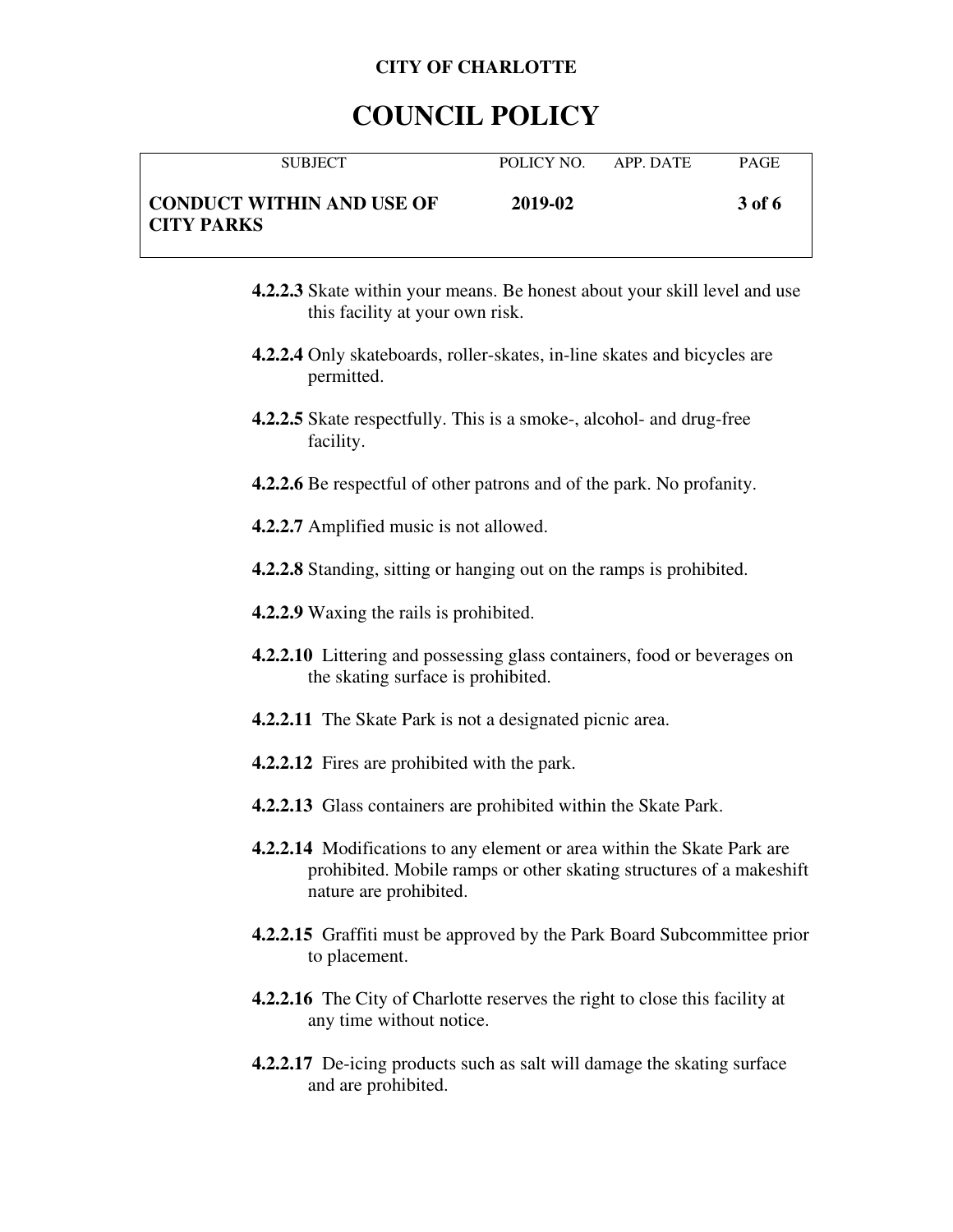**4.2.2.3** Skate within your means. Be honest about your skill level and use this facility at your own risk.

**4.2.2.4** Only skateboards, roller-skates, in-line skates and bicycles are permitted.

**4.2.2.5** Skate respectfully. This is a smoke-, alcohol- and drug-free facility.

**4.2.2.6** Be respectful of other patrons and of the park. No profanity.

**4.2.2.7** Amplified music is not allowed.

**4.2.2.8** Standing, sitting or hanging out on the ramps is prohibited.

**4.2.2.9** Waxing the rails is prohibited.

**4.2.2.10** Littering and possessing glass containers, food or beverages on the skating surface is prohibited.

**4.2.2.11** The Skate Park is not a designated picnic area.

**4.2.2.12** Fires are prohibited with the park.

**4.2.2.13** Glass containers are prohibited within the Skate Park.

**4.2.2.14** Modifications to any element or area within the Skate Park are prohibited. Mobile ramps or other skating structures of a makeshift nature are prohibited.

**4.2.2.15** Graffiti must be approved by the Park Board Subcommittee prior to placement.

**4.2.2.16** The City of Charlotte reserves the right to close this facility at any time without notice.

**4.2.2.17** De-icing products such as salt will damage the skating surface and are prohibited.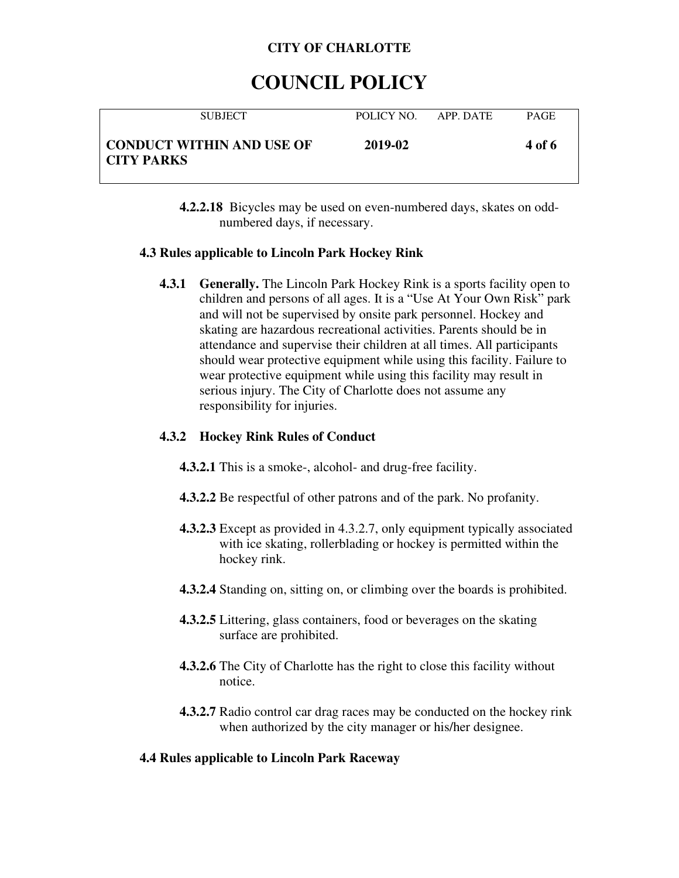**4.2.2.18** Bicycles may be used on even-numbered days, skates on odd-numbered days, if necessary.

## 4.3 Rules applicable to Lincoln Park Hockey Rink

**4.3.1 Generally.** The Lincoln Park Hockey Rink is a sports facility open to children and persons of all ages. It is a "Use At Your Own Risk" park and will not be supervised by onsite park personnel. Hockey and skating are hazardous recreational activities. Parents should be in attendance and supervise their children at all times. All participants should wear protective equipment while using this facility. Failure to wear protective equipment while using this facility may result in serious injury. The City of Charlotte does not assume any responsibility for injuries.

### 4.3.2 Hockey Rink Rules of Conduct

**4.3.2.1** This is a smoke-, alcohol- and drug-free facility.

**4.3.2.2** Be respectful of other patrons and of the park. No profanity.

**4.3.2.3** Except as provided in 4.3.2.7, only equipment typically associated with ice skating, rollerblading or hockey is permitted within the hockey rink.

**4.3.2.4** Standing on, sitting on, or climbing over the boards is prohibited.

**4.3.2.5** Littering, glass containers, food or beverages on the skating surface are prohibited.

**4.3.2.6** The City of Charlotte has the right to close this facility without notice.

**4.3.2.7** Radio control car drag races may be conducted on the hockey rink when authorized by the city manager or his/her designee.

## 4.4 Rules applicable to Lincoln Park Raceway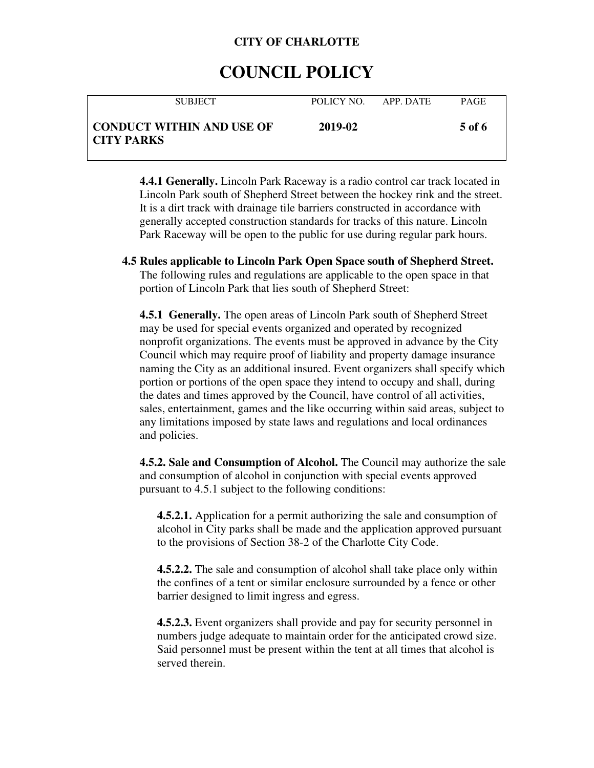**4.4.1 Generally.** Lincoln Park Raceway is a radio control car track located in Lincoln Park south of Shepherd Street between the hockey rink and the street. It is a dirt track with drainage tile barriers constructed in accordance with generally accepted construction standards for tracks of this nature. Lincoln Park Raceway will be open to the public for use during regular park hours.

**4.5 Rules applicable to Lincoln Park Open Space south of Shepherd Street.** The following rules and regulations are applicable to the open space in that portion of Lincoln Park that lies south of Shepherd Street:

**4.5.1 Generally.** The open areas of Lincoln Park south of Shepherd Street may be used for special events organized and operated by recognized nonprofit organizations. The events must be approved in advance by the City Council which may require proof of liability and property damage insurance naming the City as an additional insured. Event organizers shall specify which portion or portions of the open space they intend to occupy and shall, during the dates and times approved by the Council, have control of all activities, sales, entertainment, games and the like occurring within said areas, subject to any limitations imposed by state laws and regulations and local ordinances and policies.

**4.5.2. Sale and Consumption of Alcohol.** The Council may authorize the sale and consumption of alcohol in conjunction with special events approved pursuant to 4.5.1 subject to the following conditions:

**4.5.2.1.** Application for a permit authorizing the sale and consumption of alcohol in City parks shall be made and the application approved pursuant to the provisions of Section 38-2 of the Charlotte City Code.

**4.5.2.2.** The sale and consumption of alcohol shall take place only within the confines of a tent or similar enclosure surrounded by a fence or other barrier designed to limit ingress and egress.

**4.5.2.3.** Event organizers shall provide and pay for security personnel in numbers judge adequate to maintain order for the anticipated crowd size. Said personnel must be present within the tent at all times that alcohol is served therein.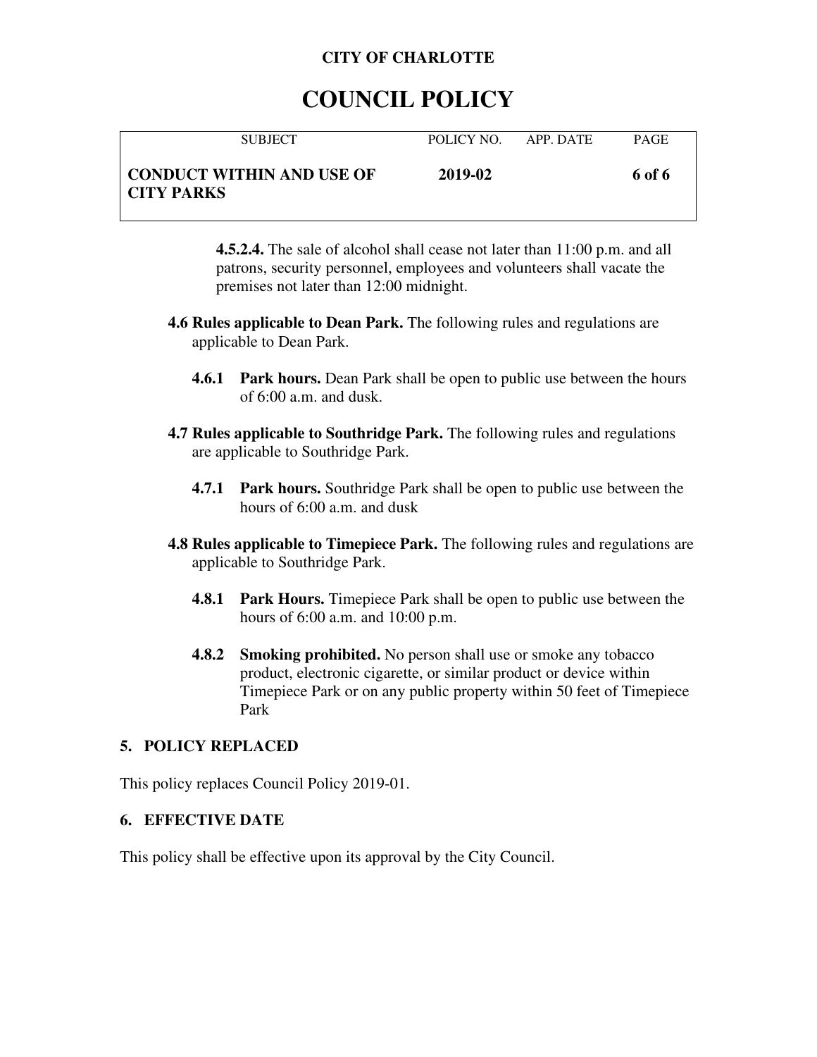**4.5.2.4.** The sale of alcohol shall cease not later than 11:00 p.m. and all patrons, security personnel, employees and volunteers shall vacate the premises not later than 12:00 midnight.

**4.6 Rules applicable to Dean Park.** The following rules and regulations are applicable to Dean Park.

**4.6.1 Park hours.** Dean Park shall be open to public use between the hours of 6:00 a.m. and dusk.

**4.7 Rules applicable to Southridge Park.** The following rules and regulations are applicable to Southridge Park.

**4.7.1 Park hours.** Southridge Park shall be open to public use between the hours of 6:00 a.m. and dusk

**4.8 Rules applicable to Timepiece Park.** The following rules and regulations are applicable to Southridge Park.

**4.8.1 Park Hours.** Timepiece Park shall be open to public use between the hours of 6:00 a.m. and 10:00 p.m.

**4.8.2 Smoking prohibited.** No person shall use or smoke any tobacco product, electronic cigarette, or similar product or device within Timepiece Park or on any public property within 50 feet of Timepiece Park

## 5. POLICY REPLACED

This policy replaces Council Policy 2019-01.

## 6. EFFECTIVE DATE

This policy shall be effective upon its approval by the City Council.